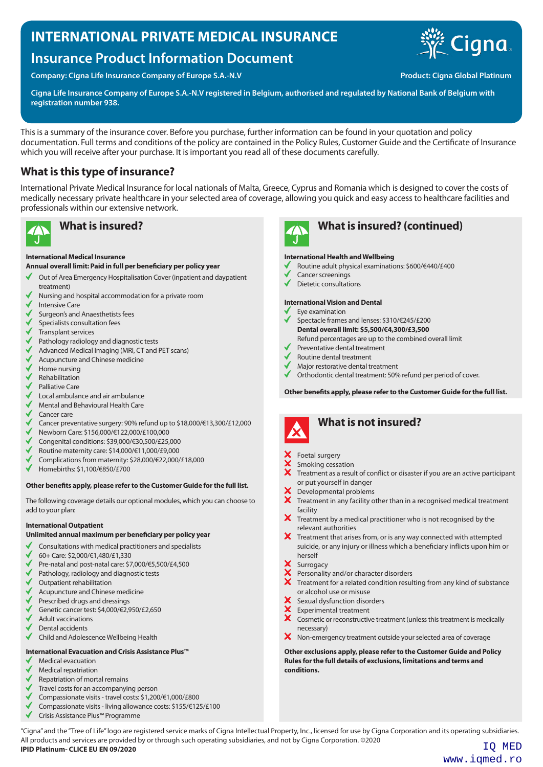# INTERNATIONAL PRIVATE MEDICAL INSURANCE

## Insurance Product Information Document

**Company: Cigna Life Insurance Company of Europe S.A.-N.V**

**Product: Cigna Global Platinum**

**Cigna Life Insurance Company of Europe S.A.-N.V registered in Belgium, authorised and regulated by National Bank of Belgium with registration number 938.**

This is a summary of the insurance cover. Before you purchase, further information can be found in your quotation and policy documentation. Full terms and conditions of the policy are contained in the Policy Rules, Customer Guide and the Certificate of Insurance which you will receive after your purchase. It is important you read all of these documents carefully.

## What is this type of insurance?

International Private Medical Insurance for local nationals of Malta, Greece, Cyprus and Romania which is designed to cover the costs of medically necessary private healthcare in your selected area of coverage, allowing you quick and easy access to healthcare facilities and professionals within our extensive network.

## What is insured?

**International Medical Insurance**
**Annual overall limit: Paid in full per beneficiary per policy year**

- ✓ Out of Area Emergency Hospitalisation Cover (inpatient and daypatient treatment)
- ✓ Nursing and hospital accommodation for a private room
- ✓ Intensive Care
- ✓ Surgeon's and Anaesthetists fees
- ✓ Specialists consultation fees
- ✓ Transplant services
- ✓ Pathology radiology and diagnostic tests
- ✓ Advanced Medical Imaging (MRI, CT and PET scans)
- ✓ Acupuncture and Chinese medicine
- ✓ Home nursing
- ✓ Rehabilitation
- ✓ Palliative Care
- ✓ Local ambulance and air ambulance
- ✓ Mental and Behavioural Health Care
- ✓ Cancer care
- ✓ Cancer preventative surgery: 90% refund up to $18,000/€13,300/£12,000
- ✓ Newborn Care: $156,000/€122,000/£100,000
- ✓ Congenital conditions: $39,000/€30,500/£25,000
- ✓ Routine maternity care: $14,000/€11,000/£9,000
- ✓ Complications from maternity: $28,000/€22,000/£18,000
- ✓ Homebirths: $1,100/€850/£700

**Other benefits apply, please refer to the Customer Guide for the full list.**

The following coverage details our optional modules, which you can choose to add to your plan:

**International Outpatient**
**Unlimited annual maximum per beneficiary per policy year**

- ✓ Consultations with medical practitioners and specialists
- ✓ 60+ Care: $2,000/€1,480/£1,330
- ✓ Pre-natal and post-natal care: $7,000/€5,500/£4,500
- ✓ Pathology, radiology and diagnostic tests
- ✓ Outpatient rehabilitation
- ✓ Acupuncture and Chinese medicine
- ✓ Prescribed drugs and dressings
- ✓ Genetic cancer test: $4,000/€2,950/£2,650
- ✓ Adult vaccinations
- ✓ Dental accidents
- ✓ Child and Adolescence Wellbeing Health

**International Evacuation and Crisis Assistance Plus™**

- ✓ Medical evacuation
- ✓ Medical repatriation
- ✓ Repatriation of mortal remains
- ✓ Travel costs for an accompanying person
- ✓ Compassionate visits - travel costs: $1,200/€1,000/£800
- ✓ Compassionate visits - living allowance costs: $155/€125/£100
- ✓ Crisis Assistance Plus™ Programme

## What is insured? (continued)

**International Health and Wellbeing**

- ✓ Routine adult physical examinations: $600/€440/£400
- ✓ Cancer screenings
- ✓ Dietetic consultations

**International Vision and Dental**

- ✓ Eye examination
- ✓ Spectacle frames and lenses: $310/€245/£200

**Dental overall limit: $5,500/€4,300/£3,500**
Refund percentages are up to the combined overall limit

- ✓ Preventative dental treatment
- ✓ Routine dental treatment
- ✓ Major restorative dental treatment
- ✓ Orthodontic dental treatment: 50% refund per period of cover.

**Other benefits apply, please refer to the Customer Guide for the full list.**

## What is not insured?

- ✗ Foetal surgery
- ✗ Smoking cessation
- ✗ Treatment as a result of conflict or disaster if you are an active participant or put yourself in danger
- ✗ Developmental problems
- ✗ Treatment in any facility other than in a recognised medical treatment facility
- ✗ Treatment by a medical practitioner who is not recognised by the relevant authorities
- ✗ Treatment that arises from, or is any way connected with attempted suicide, or any injury or illness which a beneficiary inflicts upon him or herself
- ✗ Surrogacy
- ✗ Personality and/or character disorders
- ✗ Treatment for a related condition resulting from any kind of substance or alcohol use or misuse
- ✗ Sexual dysfunction disorders
- ✗ Experimental treatment
- ✗ Cosmetic or reconstructive treatment (unless this treatment is medically necessary)
- ✗ Non-emergency treatment outside your selected area of coverage

**Other exclusions apply, please refer to the Customer Guide and Policy Rules for the full details of exclusions, limitations and terms and conditions.**

"Cigna" and the "Tree of Life" logo are registered service marks of Cigna Intellectual Property, Inc., licensed for use by Cigna Corporation and its operating subsidiaries. All products and services are provided by or through such operating subsidiaries, and not by Cigna Corporation. ©2020

**IPID Platinum- CLICE EU EN 09/2020**

IQ MED
www.iqmed.ro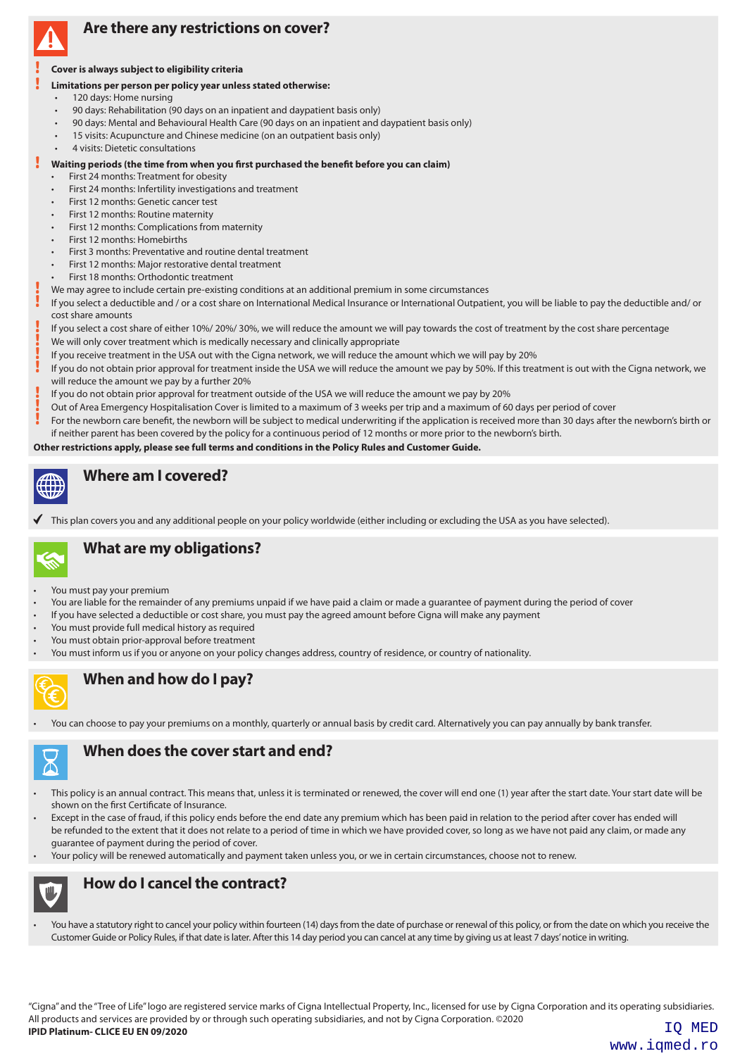## Are there any restrictions on cover?

! **Cover is always subject to eligibility criteria**

! **Limitations per person per policy year unless stated otherwise:**

- 120 days: Home nursing
- 90 days: Rehabilitation (90 days on an inpatient and daypatient basis only)
- 90 days: Mental and Behavioural Health Care (90 days on an inpatient and daypatient basis only)
- 15 visits: Acupuncture and Chinese medicine (on an outpatient basis only)
- 4 visits: Dietetic consultations

! **Waiting periods (the time from when you first purchased the benefit before you can claim)**

- First 24 months: Treatment for obesity
- First 24 months: Infertility investigations and treatment
- First 12 months: Genetic cancer test
- First 12 months: Routine maternity
- First 12 months: Complications from maternity
- First 12 months: Homebirths
- First 3 months: Preventative and routine dental treatment
- First 12 months: Major restorative dental treatment
- First 18 months: Orthodontic treatment

! We may agree to include certain pre-existing conditions at an additional premium in some circumstances

! If you select a deductible and / or a cost share on International Medical Insurance or International Outpatient, you will be liable to pay the deductible and/ or cost share amounts

! If you select a cost share of either 10%/ 20%/ 30%, we will reduce the amount we will pay towards the cost of treatment by the cost share percentage

! We will only cover treatment which is medically necessary and clinically appropriate

! If you receive treatment in the USA out with the Cigna network, we will reduce the amount which we will pay by 20%

! If you do not obtain prior approval for treatment inside the USA we will reduce the amount we pay by 50%. If this treatment is out with the Cigna network, we will reduce the amount we pay by a further 20%

! If you do not obtain prior approval for treatment outside of the USA we will reduce the amount we pay by 20%

! Out of Area Emergency Hospitalisation Cover is limited to a maximum of 3 weeks per trip and a maximum of 60 days per period of cover

! For the newborn care benefit, the newborn will be subject to medical underwriting if the application is received more than 30 days after the newborn's birth or if neither parent has been covered by the policy for a continuous period of 12 months or more prior to the newborn's birth.

**Other restrictions apply, please see full terms and conditions in the Policy Rules and Customer Guide.**

## Where am I covered?

✔ This plan covers you and any additional people on your policy worldwide (either including or excluding the USA as you have selected).

## What are my obligations?

- You must pay your premium
- You are liable for the remainder of any premiums unpaid if we have paid a claim or made a guarantee of payment during the period of cover
- If you have selected a deductible or cost share, you must pay the agreed amount before Cigna will make any payment
- You must provide full medical history as required
- You must obtain prior-approval before treatment
- You must inform us if you or anyone on your policy changes address, country of residence, or country of nationality.

## When and how do I pay?

- You can choose to pay your premiums on a monthly, quarterly or annual basis by credit card. Alternatively you can pay annually by bank transfer.

## When does the cover start and end?

- This policy is an annual contract. This means that, unless it is terminated or renewed, the cover will end one (1) year after the start date. Your start date will be shown on the first Certificate of Insurance.
- Except in the case of fraud, if this policy ends before the end date any premium which has been paid in relation to the period after cover has ended will be refunded to the extent that it does not relate to a period of time in which we have provided cover, so long as we have not paid any claim, or made any guarantee of payment during the period of cover.
- Your policy will be renewed automatically and payment taken unless you, or we in certain circumstances, choose not to renew.

## How do I cancel the contract?

- You have a statutory right to cancel your policy within fourteen (14) days from the date of purchase or renewal of this policy, or from the date on which you receive the Customer Guide or Policy Rules, if that date is later. After this 14 day period you can cancel at any time by giving us at least 7 days' notice in writing.

"Cigna" and the "Tree of Life" logo are registered service marks of Cigna Intellectual Property, Inc., licensed for use by Cigna Corporation and its operating subsidiaries. All products and services are provided by or through such operating subsidiaries, and not by Cigna Corporation. ©2020

**IPID Platinum- CLICE EU EN 09/2020**

IQ MED
www.iqmed.ro